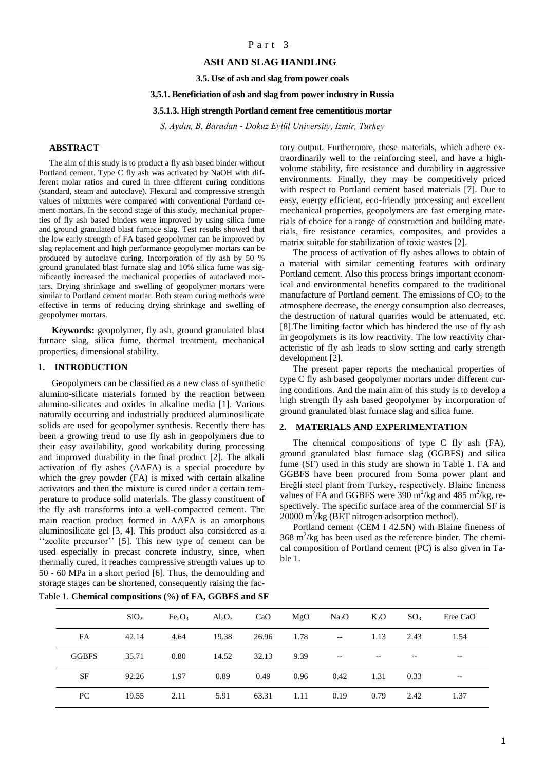Part 3

# ASH AND SLAG HANDLING

## 3.5. Use of ash and slag from power coals

### 3.5.1. Beneficiation of ash and slag from power industry in Russia

### 3.5.1.3. High strength Portland cement free cementitious mortar

*S. Aydın, B. Baradan - Dokuz Eylül University, Izmir, Turkey*

## ABSTRACT

The aim of this study is to product a fly ash based binder without Portland cement. Type C fly ash was activated by NaOH with different molar ratios and cured in three different curing conditions (standard, steam and autoclave). Flexural and compressive strength values of mixtures were compared with conventional Portland cement mortars. In the second stage of this study, mechanical properties of fly ash based binders were improved by using silica fume and ground granulated blast furnace slag. Test results showed that the low early strength of FA based geopolymer can be improved by slag replacement and high performance geopolymer mortars can be produced by autoclave curing. Incorporation of fly ash by 50 % ground granulated blast furnace slag and 10% silica fume was significantly increased the mechanical properties of autoclaved mortars. Drying shrinkage and swelling of geopolymer mortars were similar to Portland cement mortar. Both steam curing methods were effective in terms of reducing drying shrinkage and swelling of geopolymer mortars.

**Keywords:** geopolymer, fly ash, ground granulated blast furnace slag, silica fume, thermal treatment, mechanical properties, dimensional stability.

## 1. INTRODUCTION

Geopolymers can be classified as a new class of synthetic alumino-silicate materials formed by the reaction between alumino-silicates and oxides in alkaline media [1]. Various naturally occurring and industrially produced aluminosilicate solids are used for geopolymer synthesis. Recently there has been a growing trend to use fly ash in geopolymers due to their easy availability, good workability during processing and improved durability in the final product [2]. The alkali activation of fly ashes (AAFA) is a special procedure by which the grey powder (FA) is mixed with certain alkaline activators and then the mixture is cured under a certain temperature to produce solid materials. The glassy constituent of the fly ash transforms into a well-compacted cement. The main reaction product formed in AAFA is an amorphous aluminosilicate gel [3, 4]. This product also considered as a ''zeolite precursor'' [5]. This new type of cement can be used especially in precast concrete industry, since, when thermally cured, it reaches compressive strength values up to 50 - 60 MPa in a short period [6]. Thus, the demoulding and storage stages can be shortened, consequently raising the factory output. Furthermore, these materials, which adhere extraordinarily well to the reinforcing steel, and have a high-volume stability, fire resistance and durability in aggressive environments. Finally, they may be competitively priced with respect to Portland cement based materials [7]. Due to easy, energy efficient, eco-friendly processing and excellent mechanical properties, geopolymers are fast emerging materials of choice for a range of construction and building materials, fire resistance ceramics, composites, and provides a matrix suitable for stabilization of toxic wastes [2].

The process of activation of fly ashes allows to obtain of a material with similar cementing features with ordinary Portland cement. Also this process brings important economical and environmental benefits compared to the traditional manufacture of Portland cement. The emissions of $CO_2$ to the atmosphere decrease, the energy consumption also decreases, the destruction of natural quarries would be attenuated, etc. [8].The limiting factor which has hindered the use of fly ash in geopolymers is its low reactivity. The low reactivity characteristic of fly ash leads to slow setting and early strength development [2].

The present paper reports the mechanical properties of type C fly ash based geopolymer mortars under different curing conditions. And the main aim of this study is to develop a high strength fly ash based geopolymer by incorporation of ground granulated blast furnace slag and silica fume.

## 2. MATERIALS AND EXPERIMENTATION

The chemical compositions of type C fly ash (FA), ground granulated blast furnace slag (GGBFS) and silica fume (SF) used in this study are shown in Table 1. FA and GGBFS have been procured from Soma power plant and Ereğli steel plant from Turkey, respectively. Blaine fineness values of FA and GGBFS were 390 $m^2$/kg and 485 $m^2$/kg, respectively. The specific surface area of the commercial SF is 20000 $m^2$/kg (BET nitrogen adsorption method).

Portland cement (CEM I 42.5N) with Blaine fineness of 368 $m^2$/kg has been used as the reference binder. The chemical composition of Portland cement (PC) is also given in Table 1.

Table 1. **Chemical compositions (%) of FA, GGBFS and SF**

| | $SiO_2$ | $Fe_2O_3$ | $Al_2O_3$ | CaO | MgO | $Na_2O$ | $K_2O$ | $SO_3$ | Free CaO |
|---|---|---|---|---|---|---|---|---|---|
| FA | 42.14 | 4.64 | 19.38 | 26.96 | 1.78 | -- | 1.13 | 2.43 | 1.54 |
| GGBFS | 35.71 | 0.80 | 14.52 | 32.13 | 9.39 | -- | -- | -- | -- |
| SF | 92.26 | 1.97 | 0.89 | 0.49 | 0.96 | 0.42 | 1.31 | 0.33 | -- |
| PC | 19.55 | 2.11 | 5.91 | 63.31 | 1.11 | 0.19 | 0.79 | 2.42 | 1.37 |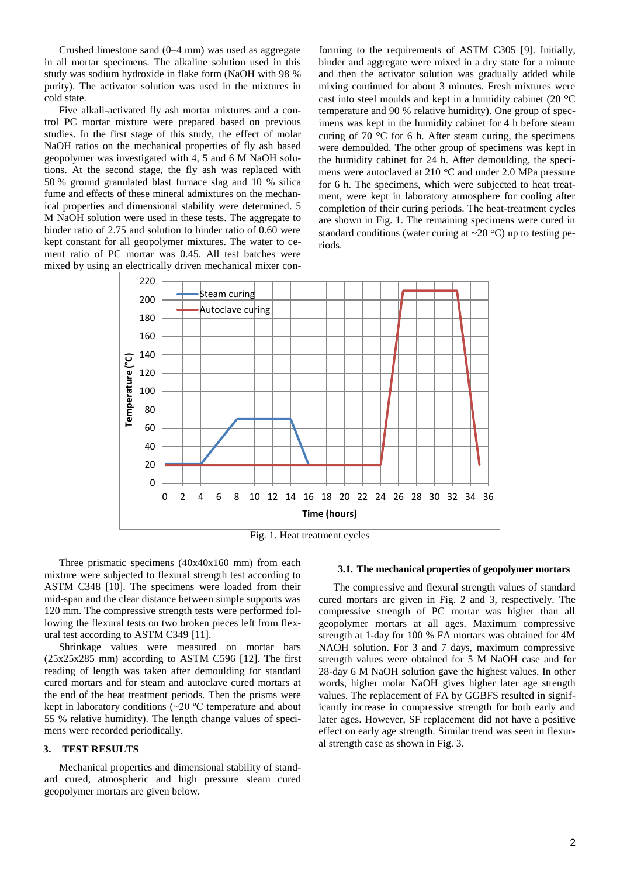Crushed limestone sand (0–4 mm) was used as aggregate in all mortar specimens. The alkaline solution used in this study was sodium hydroxide in flake form (NaOH with 98 % purity). The activator solution was used in the mixtures in cold state.

Five alkali-activated fly ash mortar mixtures and a control PC mortar mixture were prepared based on previous studies. In the first stage of this study, the effect of molar NaOH ratios on the mechanical properties of fly ash based geopolymer was investigated with 4, 5 and 6 M NaOH solutions. At the second stage, the fly ash was replaced with 50 % ground granulated blast furnace slag and 10 % silica fume and effects of these mineral admixtures on the mechanical properties and dimensional stability were determined. 5 M NaOH solution were used in these tests. The aggregate to binder ratio of 2.75 and solution to binder ratio of 0.60 were kept constant for all geopolymer mixtures. The water to cement ratio of PC mortar was 0.45. All test batches were mixed by using an electrically driven mechanical mixer conforming to the requirements of ASTM C305 [9]. Initially, binder and aggregate were mixed in a dry state for a minute and then the activator solution was gradually added while mixing continued for about 3 minutes. Fresh mixtures were cast into steel moulds and kept in a humidity cabinet (20 °C temperature and 90 % relative humidity). One group of specimens was kept in the humidity cabinet for 4 h before steam curing of 70 °C for 6 h. After steam curing, the specimens were demoulded. The other group of specimens was kept in the humidity cabinet for 24 h. After demoulding, the specimens were autoclaved at 210 °C and under 2.0 MPa pressure for 6 h. The specimens, which were subjected to heat treatment, were kept in laboratory atmosphere for cooling after completion of their curing periods. The heat-treatment cycles are shown in Fig. 1. The remaining specimens were cured in standard conditions (water curing at ~20 °C) up to testing periods.

Fig. 1. Heat treatment cycles

Three prismatic specimens (40x40x160 mm) from each mixture were subjected to flexural strength test according to ASTM C348 [10]. The specimens were loaded from their mid-span and the clear distance between simple supports was 120 mm. The compressive strength tests were performed following the flexural tests on two broken pieces left from flexural test according to ASTM C349 [11].

Shrinkage values were measured on mortar bars (25x25x285 mm) according to ASTM C596 [12]. The first reading of length was taken after demoulding for standard cured mortars and for steam and autoclave cured mortars at the end of the heat treatment periods. Then the prisms were kept in laboratory conditions (~20 ºC temperature and about 55 % relative humidity). The length change values of specimens were recorded periodically.

## 3. TEST RESULTS

Mechanical properties and dimensional stability of standard cured, atmospheric and high pressure steam cured geopolymer mortars are given below.

### 3.1. The mechanical properties of geopolymer mortars

The compressive and flexural strength values of standard cured mortars are given in Fig. 2 and 3, respectively. The compressive strength of PC mortar was higher than all geopolymer mortars at all ages. Maximum compressive strength at 1-day for 100 % FA mortars was obtained for 4M NAOH solution. For 3 and 7 days, maximum compressive strength values were obtained for 5 M NaOH case and for 28-day 6 M NaOH solution gave the highest values. In other words, higher molar NaOH gives higher later age strength values. The replacement of FA by GGBFS resulted in significantly increase in compressive strength for both early and later ages. However, SF replacement did not have a positive effect on early age strength. Similar trend was seen in flexural strength case as shown in Fig. 3.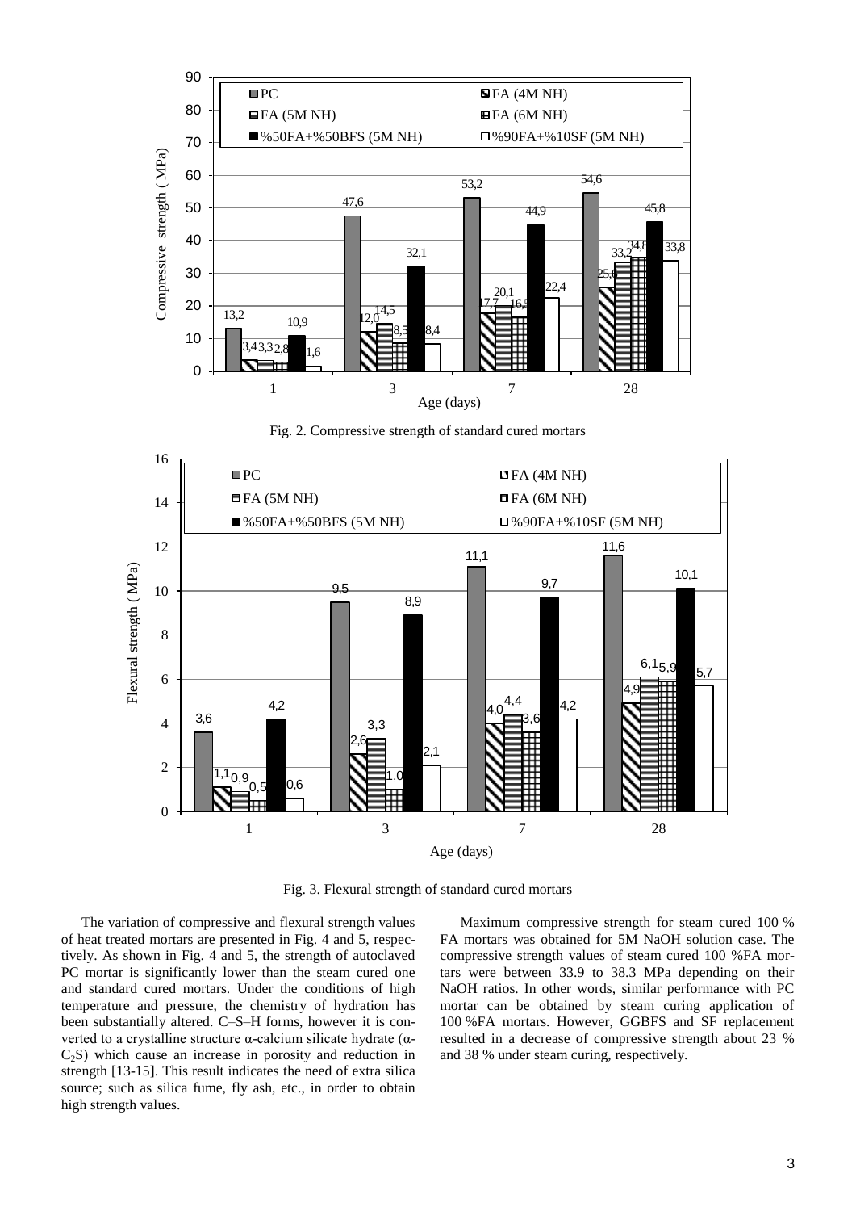Fig. 2. Compressive strength of standard cured mortars

Fig. 3. Flexural strength of standard cured mortars

The variation of compressive and flexural strength values of heat treated mortars are presented in Fig. 4 and 5, respectively. As shown in Fig. 4 and 5, the strength of autoclaved PC mortar is significantly lower than the steam cured one and standard cured mortars. Under the conditions of high temperature and pressure, the chemistry of hydration has been substantially altered. C–S–H forms, however it is converted to a crystalline structure α-calcium silicate hydrate (α-$C_2S$) which cause an increase in porosity and reduction in strength [13-15]. This result indicates the need of extra silica source; such as silica fume, fly ash, etc., in order to obtain high strength values.

Maximum compressive strength for steam cured 100 % FA mortars was obtained for 5M NaOH solution case. The compressive strength values of steam cured 100 %FA mortars were between 33.9 to 38.3 MPa depending on their NaOH ratios. In other words, similar performance with PC mortar can be obtained by steam curing application of 100 %FA mortars. However, GGBFS and SF replacement resulted in a decrease of compressive strength about 23 % and 38 % under steam curing, respectively.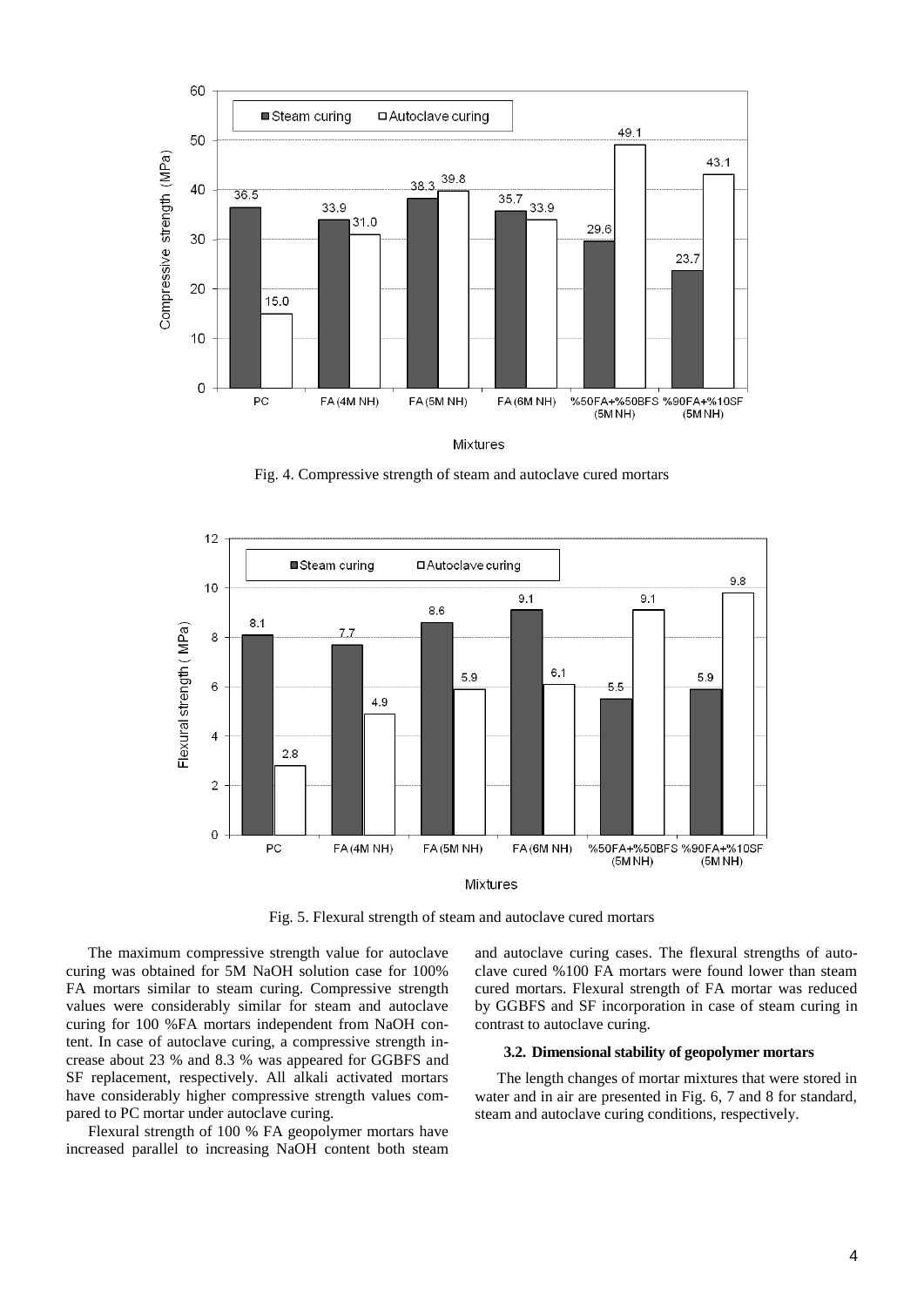Fig. 4. Compressive strength of steam and autoclave cured mortars

Fig. 5. Flexural strength of steam and autoclave cured mortars

The maximum compressive strength value for autoclave curing was obtained for 5M NaOH solution case for 100% FA mortars similar to steam curing. Compressive strength values were considerably similar for steam and autoclave curing for 100 %FA mortars independent from NaOH content. In case of autoclave curing, a compressive strength increase about 23 % and 8.3 % was appeared for GGBFS and SF replacement, respectively. All alkali activated mortars have considerably higher compressive strength values compared to PC mortar under autoclave curing.

Flexural strength of 100 % FA geopolymer mortars have increased parallel to increasing NaOH content both steam and autoclave curing cases. The flexural strengths of autoclave cured %100 FA mortars were found lower than steam cured mortars. Flexural strength of FA mortar was reduced by GGBFS and SF incorporation in case of steam curing in contrast to autoclave curing.

### 3.2. Dimensional stability of geopolymer mortars

The length changes of mortar mixtures that were stored in water and in air are presented in Fig. 6, 7 and 8 for standard, steam and autoclave curing conditions, respectively.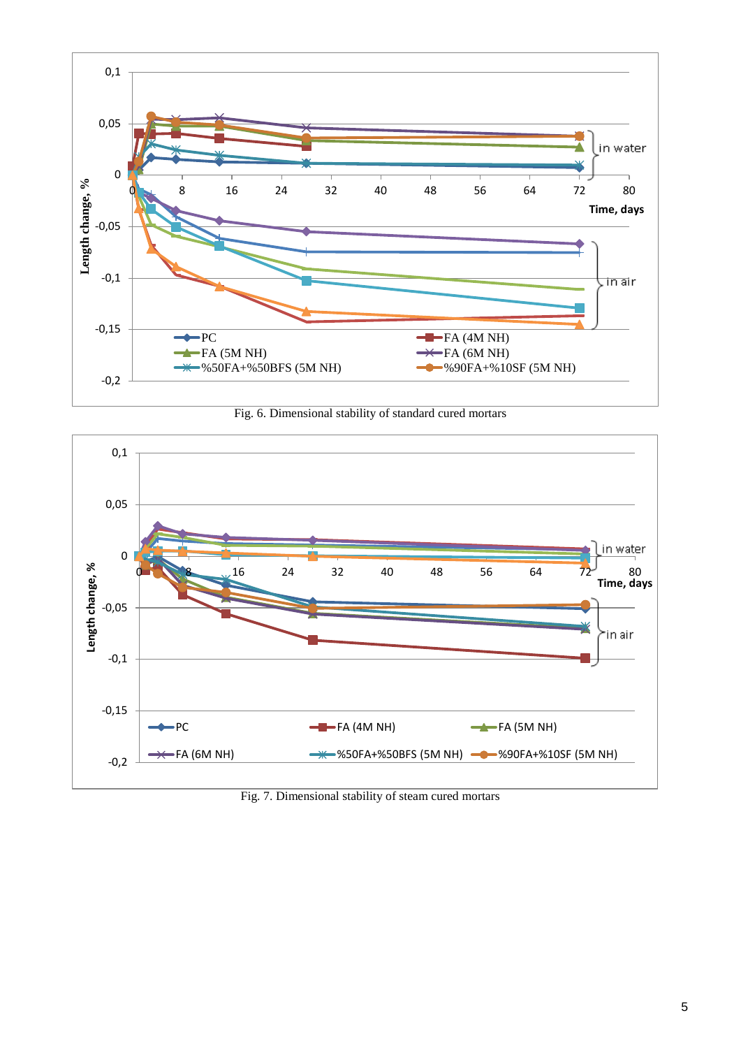Fig. 6. Dimensional stability of standard cured mortars

Fig. 7. Dimensional stability of steam cured mortars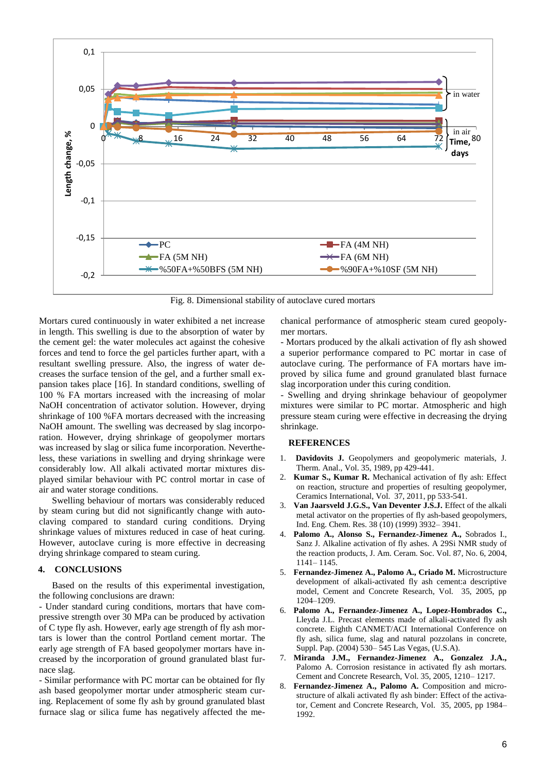Fig. 8. Dimensional stability of autoclave cured mortars

Mortars cured continuously in water exhibited a net increase in length. This swelling is due to the absorption of water by the cement gel: the water molecules act against the cohesive forces and tend to force the gel particles further apart, with a resultant swelling pressure. Also, the ingress of water decreases the surface tension of the gel, and a further small expansion takes place [16]. In standard conditions, swelling of 100 % FA mortars increased with the increasing of molar NaOH concentration of activator solution. However, drying shrinkage of 100 %FA mortars decreased with the increasing NaOH amount. The swelling was decreased by slag incorporation. However, drying shrinkage of geopolymer mortars was increased by slag or silica fume incorporation. Nevertheless, these variations in swelling and drying shrinkage were considerably low. All alkali activated mortar mixtures displayed similar behaviour with PC control mortar in case of air and water storage conditions.

Swelling behaviour of mortars was considerably reduced by steam curing but did not significantly change with autoclaving compared to standard curing conditions. Drying shrinkage values of mixtures reduced in case of heat curing. However, autoclave curing is more effective in decreasing drying shrinkage compared to steam curing.

## 4. CONCLUSIONS

Based on the results of this experimental investigation, the following conclusions are drawn:

- Under standard curing conditions, mortars that have compressive strength over 30 MPa can be produced by activation of C type fly ash. However, early age strength of fly ash mortars is lower than the control Portland cement mortar. The early age strength of FA based geopolymer mortars have increased by the incorporation of ground granulated blast furnace slag.
- Similar performance with PC mortar can be obtained for fly ash based geopolymer mortar under atmospheric steam curing. Replacement of some fly ash by ground granulated blast furnace slag or silica fume has negatively affected the mechanical performance of atmospheric steam cured geopolymer mortars.
- Mortars produced by the alkali activation of fly ash showed a superior performance compared to PC mortar in case of autoclave curing. The performance of FA mortars have improved by silica fume and ground granulated blast furnace slag incorporation under this curing condition.
- Swelling and drying shrinkage behaviour of geopolymer mixtures were similar to PC mortar. Atmospheric and high pressure steam curing were effective in decreasing the drying shrinkage.

## REFERENCES

1. **Davidovits J.** Geopolymers and geopolymeric materials, J. Therm. Anal., Vol. 35, 1989, pp 429-441.
2. **Kumar S., Kumar R.** Mechanical activation of fly ash: Effect on reaction, structure and properties of resulting geopolymer, Ceramics International, Vol. 37, 2011, pp 533-541.
3. **Van Jaarsveld J.G.S., Van Deventer J.S.J.** Effect of the alkali metal activator on the properties of fly ash-based geopolymers, Ind. Eng. Chem. Res. 38 (10) (1999) 3932– 3941.
4. **Palomo A., Alonso S., Fernandez-Jimenez A.,** Sobrados I., Sanz J. Alkaline activation of fly ashes. A 29Si NMR study of the reaction products, J. Am. Ceram. Soc. Vol. 87, No. 6, 2004, 1141– 1145.
5. **Fernandez-Jimenez A., Palomo A., Criado M.** Microstructure development of alkali-activated fly ash cement:a descriptive model, Cement and Concrete Research, Vol. 35, 2005, pp 1204–1209.
6. **Palomo A., Fernandez-Jimenez A., Lopez-Hombrados C.,** Lleyda J.L. Precast elements made of alkali-activated fly ash concrete. Eighth CANMET/ACI International Conference on fly ash, silica fume, slag and natural pozzolans in concrete, Suppl. Pap. (2004) 530– 545 Las Vegas, (U.S.A).
7. **Miranda J.M., Fernandez-Jimenez A., Gonzalez J.A.,** Palomo A. Corrosion resistance in activated fly ash mortars. Cement and Concrete Research, Vol. 35, 2005, 1210– 1217.
8. **Fernandez-Jimenez A., Palomo A.** Composition and microstructure of alkali activated fly ash binder: Effect of the activator, Cement and Concrete Research, Vol. 35, 2005, pp 1984–1992.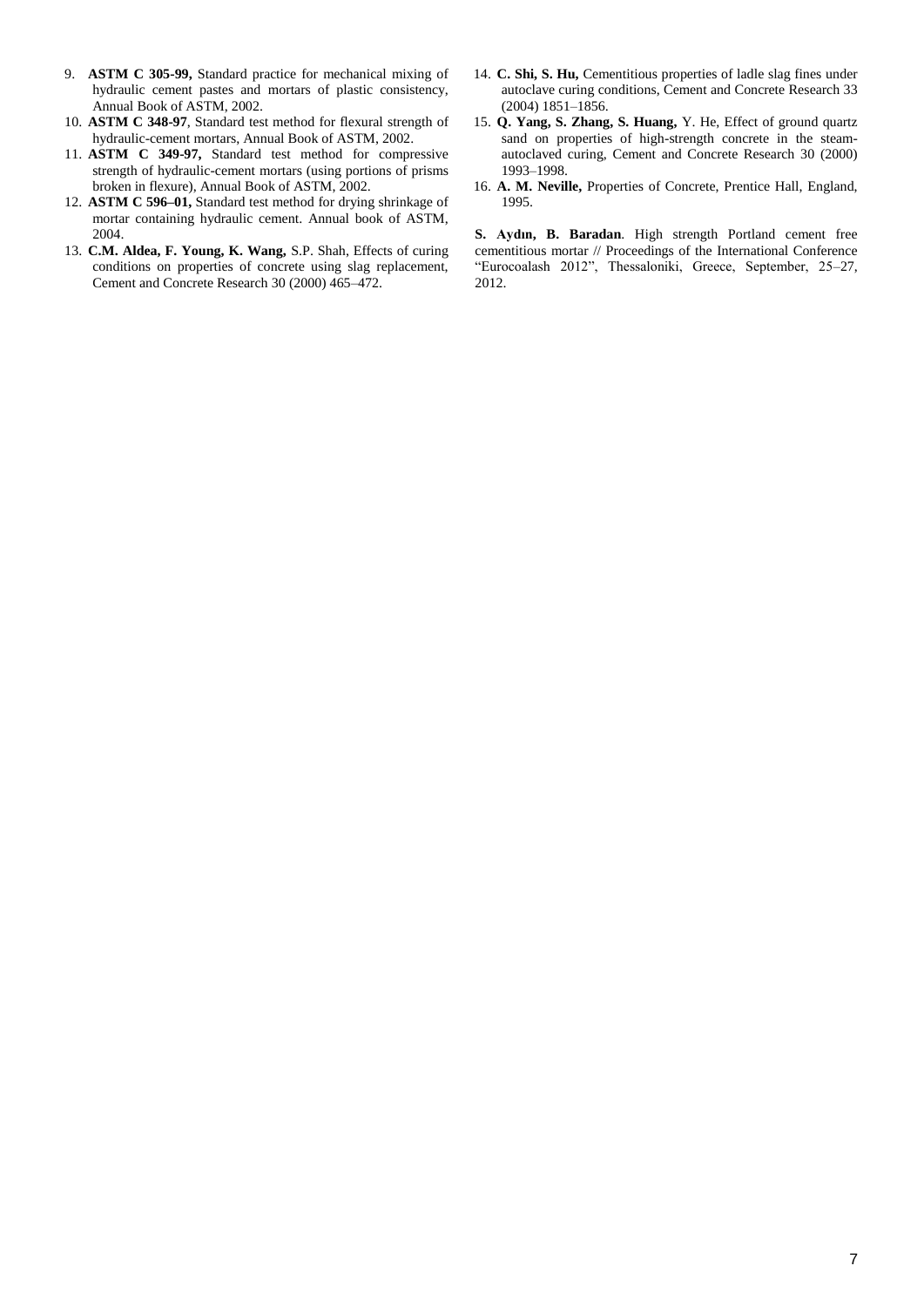9. **ASTM C 305-99,** Standard practice for mechanical mixing of hydraulic cement pastes and mortars of plastic consistency, Annual Book of ASTM, 2002.
10. **ASTM C 348-97**, Standard test method for flexural strength of hydraulic-cement mortars, Annual Book of ASTM, 2002.
11. **ASTM C 349-97,** Standard test method for compressive strength of hydraulic-cement mortars (using portions of prisms broken in flexure), Annual Book of ASTM, 2002.
12. **ASTM C 596–01,** Standard test method for drying shrinkage of mortar containing hydraulic cement. Annual book of ASTM, 2004.
13. **C.M. Aldea, F. Young, K. Wang,** S.P. Shah, Effects of curing conditions on properties of concrete using slag replacement, Cement and Concrete Research 30 (2000) 465–472.
14. **C. Shi, S. Hu,** Cementitious properties of ladle slag fines under autoclave curing conditions, Cement and Concrete Research 33 (2004) 1851–1856.
15. **Q. Yang, S. Zhang, S. Huang,** Y. He, Effect of ground quartz sand on properties of high-strength concrete in the steam-autoclaved curing, Cement and Concrete Research 30 (2000) 1993–1998.
16. **A. M. Neville,** Properties of Concrete, Prentice Hall, England, 1995.

**S. Aydın, B. Baradan**. High strength Portland cement free cementitious mortar // Proceedings of the International Conference "Eurocoalash 2012", Thessaloniki, Greece, September, 25–27, 2012.